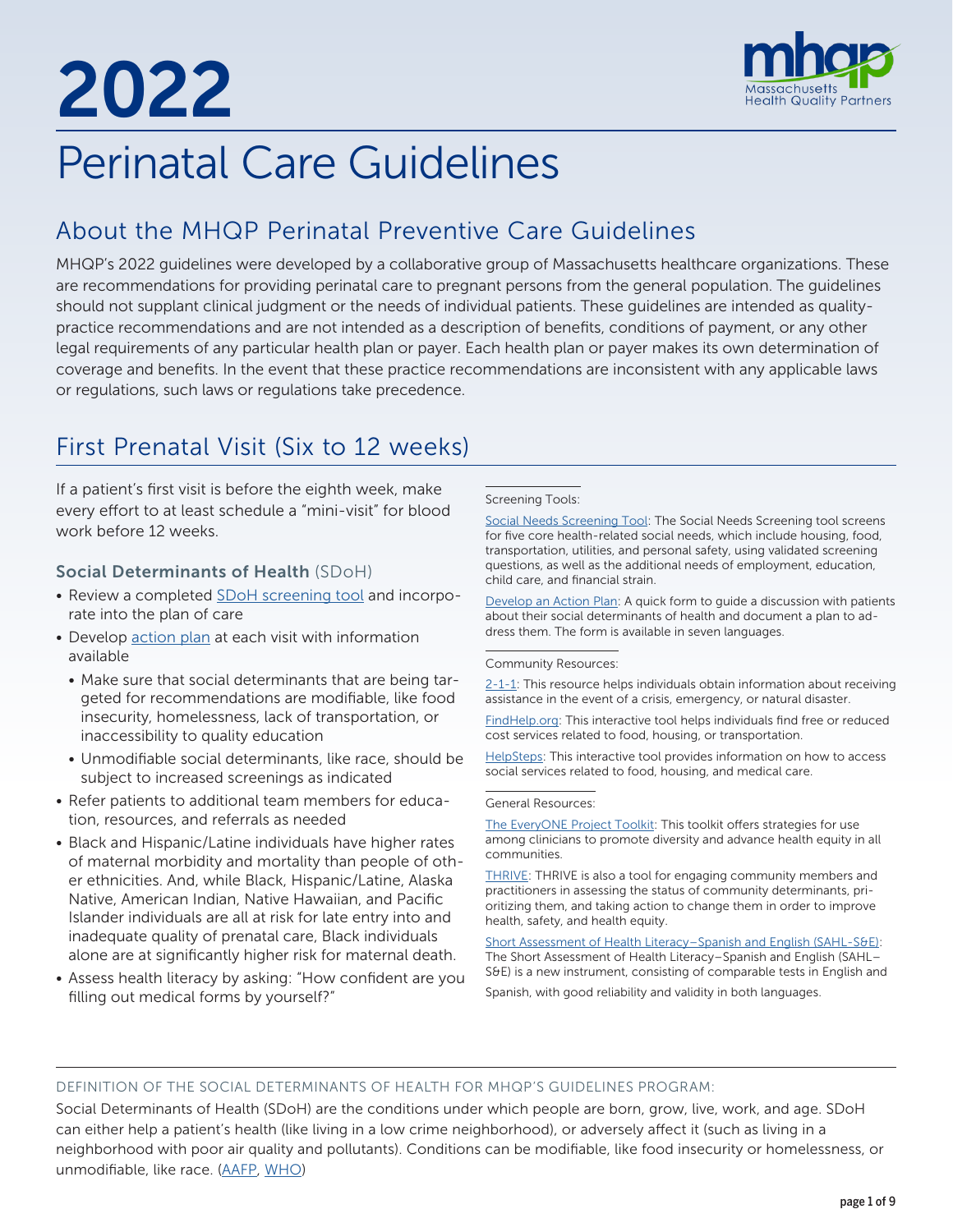# 2022

# Perinatal Care Guidelines

## About the MHQP Perinatal Preventive Care Guidelines

MHQP's 2022 guidelines were developed by a collaborative group of Massachusetts healthcare organizations. These are recommendations for providing perinatal care to pregnant persons from the general population. The guidelines should not supplant clinical judgment or the needs of individual patients. These guidelines are intended as quality-practice recommendations and are not intended as a description of benefits, conditions of payment, or any other legal requirements of any particular health plan or payer. Each health plan or payer makes its own determination of coverage and benefits. In the event that these practice recommendations are inconsistent with any applicable laws or regulations, such laws or regulations take precedence.

## First Prenatal Visit (Six to 12 weeks)

If a patient's first visit is before the eighth week, make every effort to at least schedule a "mini-visit" for blood work before 12 weeks.

### Social Determinants of Health (SDoH)

- Review a completed SDoH screening tool and incorporate into the plan of care
- Develop action plan at each visit with information available
  - Make sure that social determinants that are being targeted for recommendations are modifiable, like food insecurity, homelessness, lack of transportation, or inaccessibility to quality education
  - Unmodifiable social determinants, like race, should be subject to increased screenings as indicated
- Refer patients to additional team members for education, resources, and referrals as needed
- Black and Hispanic/Latine individuals have higher rates of maternal morbidity and mortality than people of other ethnicities. And, while Black, Hispanic/Latine, Alaska Native, American Indian, Native Hawaiian, and Pacific Islander individuals are all at risk for late entry into and inadequate quality of prenatal care, Black individuals alone are at significantly higher risk for maternal death.
- Assess health literacy by asking: "How confident are you filling out medical forms by yourself?"

Screening Tools:

Social Needs Screening Tool: The Social Needs Screening tool screens for five core health-related social needs, which include housing, food, transportation, utilities, and personal safety, using validated screening questions, as well as the additional needs of employment, education, child care, and financial strain.

Develop an Action Plan: A quick form to guide a discussion with patients about their social determinants of health and document a plan to address them. The form is available in seven languages.

Community Resources:

2-1-1: This resource helps individuals obtain information about receiving assistance in the event of a crisis, emergency, or natural disaster.

FindHelp.org: This interactive tool helps individuals find free or reduced cost services related to food, housing, or transportation.

HelpSteps: This interactive tool provides information on how to access social services related to food, housing, and medical care.

General Resources:

The EveryONE Project Toolkit: This toolkit offers strategies for use among clinicians to promote diversity and advance health equity in all communities.

THRIVE: THRIVE is also a tool for engaging community members and practitioners in assessing the status of community determinants, prioritizing them, and taking action to change them in order to improve health, safety, and health equity.

Short Assessment of Health Literacy–Spanish and English (SAHL-S&E): The Short Assessment of Health Literacy–Spanish and English (SAHL–S&E) is a new instrument, consisting of comparable tests in English and Spanish, with good reliability and validity in both languages.

DEFINITION OF THE SOCIAL DETERMINANTS OF HEALTH FOR MHQP'S GUIDELINES PROGRAM:

Social Determinants of Health (SDoH) are the conditions under which people are born, grow, live, work, and age. SDoH can either help a patient's health (like living in a low crime neighborhood), or adversely affect it (such as living in a neighborhood with poor air quality and pollutants). Conditions can be modifiable, like food insecurity or homelessness, or unmodifiable, like race. (AAFP, WHO)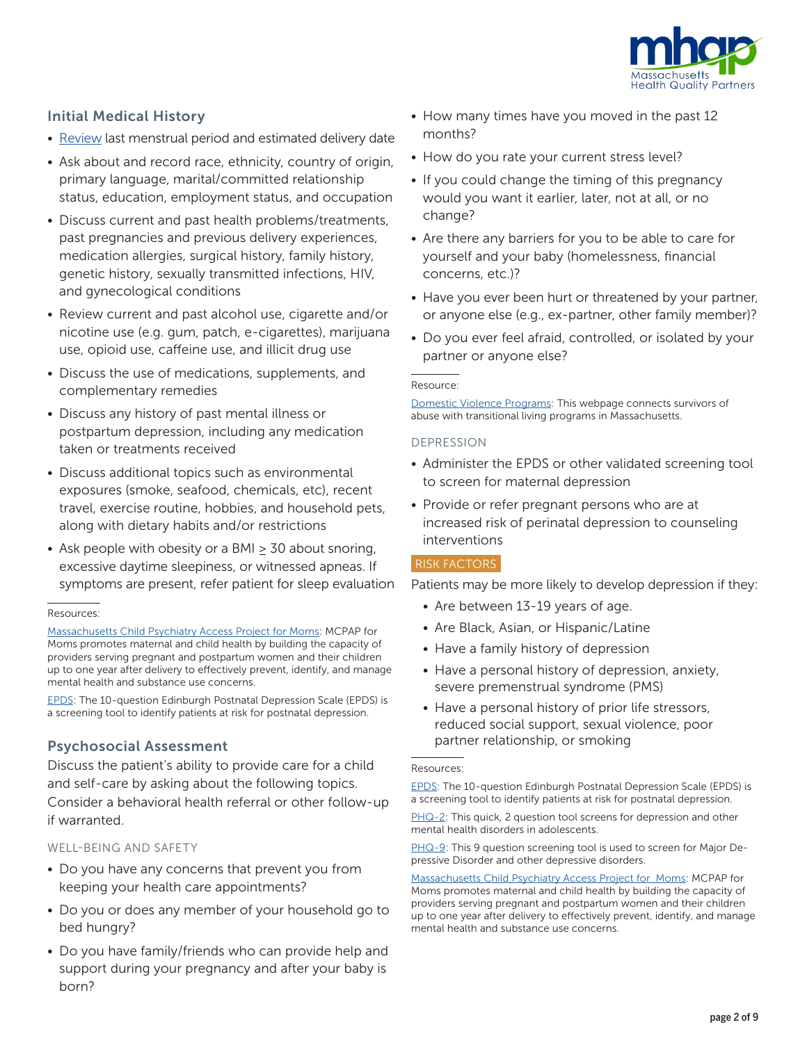## Initial Medical History

- Review last menstrual period and estimated delivery date
- Ask about and record race, ethnicity, country of origin, primary language, marital/committed relationship status, education, employment status, and occupation
- Discuss current and past health problems/treatments, past pregnancies and previous delivery experiences, medication allergies, surgical history, family history, genetic history, sexually transmitted infections, HIV, and gynecological conditions
- Review current and past alcohol use, cigarette and/or nicotine use (e.g. gum, patch, e-cigarettes), marijuana use, opioid use, caffeine use, and illicit drug use
- Discuss the use of medications, supplements, and complementary remedies
- Discuss any history of past mental illness or postpartum depression, including any medication taken or treatments received
- Discuss additional topics such as environmental exposures (smoke, seafood, chemicals, etc), recent travel, exercise routine, hobbies, and household pets, along with dietary habits and/or restrictions
- Ask people with obesity or a BMI ≥ 30 about snoring, excessive daytime sleepiness, or witnessed apneas. If symptoms are present, refer patient for sleep evaluation

Resources:

Massachusetts Child Psychiatry Access Project for Moms: MCPAP for Moms promotes maternal and child health by building the capacity of providers serving pregnant and postpartum women and their children up to one year after delivery to effectively prevent, identify, and manage mental health and substance use concerns.

EPDS: The 10-question Edinburgh Postnatal Depression Scale (EPDS) is a screening tool to identify patients at risk for postnatal depression.

## Psychosocial Assessment

Discuss the patient's ability to provide care for a child and self-care by asking about the following topics. Consider a behavioral health referral or other follow-up if warranted.

### WELL-BEING AND SAFETY

- Do you have any concerns that prevent you from keeping your health care appointments?
- Do you or does any member of your household go to bed hungry?
- Do you have family/friends who can provide help and support during your pregnancy and after your baby is born?
- How many times have you moved in the past 12 months?
- How do you rate your current stress level?
- If you could change the timing of this pregnancy would you want it earlier, later, not at all, or no change?
- Are there any barriers for you to be able to care for yourself and your baby (homelessness, financial concerns, etc.)?
- Have you ever been hurt or threatened by your partner, or anyone else (e.g., ex-partner, other family member)?
- Do you ever feel afraid, controlled, or isolated by your partner or anyone else?

Resource:

Domestic Violence Programs: This webpage connects survivors of abuse with transitional living programs in Massachusetts.

### DEPRESSION

- Administer the EPDS or other validated screening tool to screen for maternal depression
- Provide or refer pregnant persons who are at increased risk of perinatal depression to counseling interventions

#### RISK FACTORS

Patients may be more likely to develop depression if they:

- Are between 13-19 years of age.
- Are Black, Asian, or Hispanic/Latine
- Have a family history of depression
- Have a personal history of depression, anxiety, severe premenstrual syndrome (PMS)
- Have a personal history of prior life stressors, reduced social support, sexual violence, poor partner relationship, or smoking

Resources:

EPDS: The 10-question Edinburgh Postnatal Depression Scale (EPDS) is a screening tool to identify patients at risk for postnatal depression.

PHQ-2: This quick, 2 question tool screens for depression and other mental health disorders in adolescents.

PHQ-9: This 9 question screening tool is used to screen for Major Depressive Disorder and other depressive disorders.

Massachusetts Child Psychiatry Access Project for Moms: MCPAP for Moms promotes maternal and child health by building the capacity of providers serving pregnant and postpartum women and their children up to one year after delivery to effectively prevent, identify, and manage mental health and substance use concerns.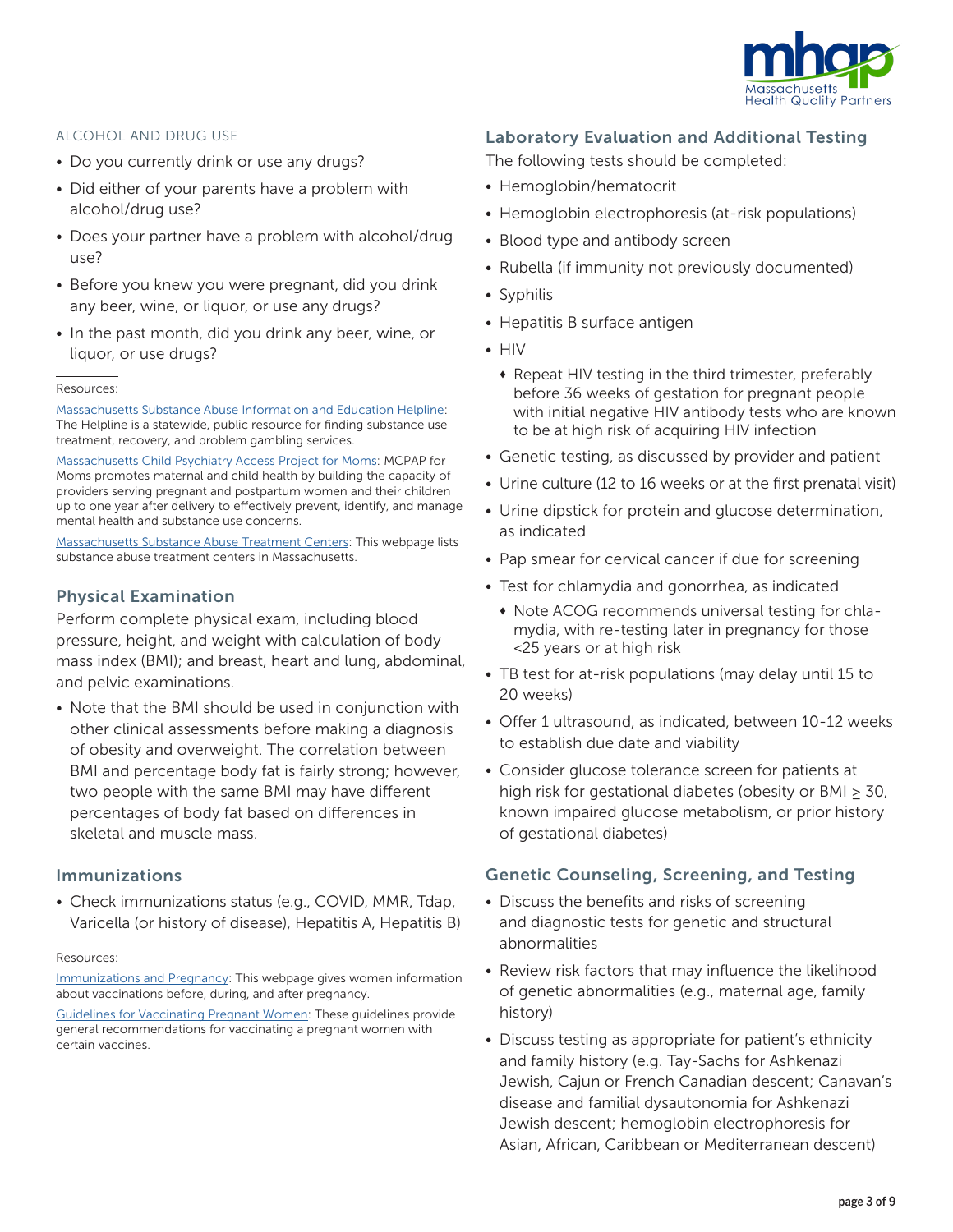### ALCOHOL AND DRUG USE

- Do you currently drink or use any drugs?
- Did either of your parents have a problem with alcohol/drug use?
- Does your partner have a problem with alcohol/drug use?
- Before you knew you were pregnant, did you drink any beer, wine, or liquor, or use any drugs?
- In the past month, did you drink any beer, wine, or liquor, or use drugs?

Resources:

Massachusetts Substance Abuse Information and Education Helpline: The Helpline is a statewide, public resource for finding substance use treatment, recovery, and problem gambling services.

Massachusetts Child Psychiatry Access Project for Moms: MCPAP for Moms promotes maternal and child health by building the capacity of providers serving pregnant and postpartum women and their children up to one year after delivery to effectively prevent, identify, and manage mental health and substance use concerns.

Massachusetts Substance Abuse Treatment Centers: This webpage lists substance abuse treatment centers in Massachusetts.

## Physical Examination

Perform complete physical exam, including blood pressure, height, and weight with calculation of body mass index (BMI); and breast, heart and lung, abdominal, and pelvic examinations.

- Note that the BMI should be used in conjunction with other clinical assessments before making a diagnosis of obesity and overweight. The correlation between BMI and percentage body fat is fairly strong; however, two people with the same BMI may have different percentages of body fat based on differences in skeletal and muscle mass.

## Immunizations

- Check immunizations status (e.g., COVID, MMR, Tdap, Varicella (or history of disease), Hepatitis A, Hepatitis B)

Resources:

Immunizations and Pregnancy: This webpage gives women information about vaccinations before, during, and after pregnancy.

Guidelines for Vaccinating Pregnant Women: These guidelines provide general recommendations for vaccinating a pregnant women with certain vaccines.

## Laboratory Evaluation and Additional Testing

The following tests should be completed:

- Hemoglobin/hematocrit
- Hemoglobin electrophoresis (at-risk populations)
- Blood type and antibody screen
- Rubella (if immunity not previously documented)
- Syphilis
- Hepatitis B surface antigen
- HIV
  - Repeat HIV testing in the third trimester, preferably before 36 weeks of gestation for pregnant people with initial negative HIV antibody tests who are known to be at high risk of acquiring HIV infection
- Genetic testing, as discussed by provider and patient
- Urine culture (12 to 16 weeks or at the first prenatal visit)
- Urine dipstick for protein and glucose determination, as indicated
- Pap smear for cervical cancer if due for screening
- Test for chlamydia and gonorrhea, as indicated
  - Note ACOG recommends universal testing for chlamydia, with re-testing later in pregnancy for those <25 years or at high risk
- TB test for at-risk populations (may delay until 15 to 20 weeks)
- Offer 1 ultrasound, as indicated, between 10-12 weeks to establish due date and viability
- Consider glucose tolerance screen for patients at high risk for gestational diabetes (obesity or BMI $\geq$ 30, known impaired glucose metabolism, or prior history of gestational diabetes)

## Genetic Counseling, Screening, and Testing

- Discuss the benefits and risks of screening and diagnostic tests for genetic and structural abnormalities
- Review risk factors that may influence the likelihood of genetic abnormalities (e.g., maternal age, family history)
- Discuss testing as appropriate for patient's ethnicity and family history (e.g. Tay-Sachs for Ashkenazi Jewish, Cajun or French Canadian descent; Canavan's disease and familial dysautonomia for Ashkenazi Jewish descent; hemoglobin electrophoresis for Asian, African, Caribbean or Mediterranean descent)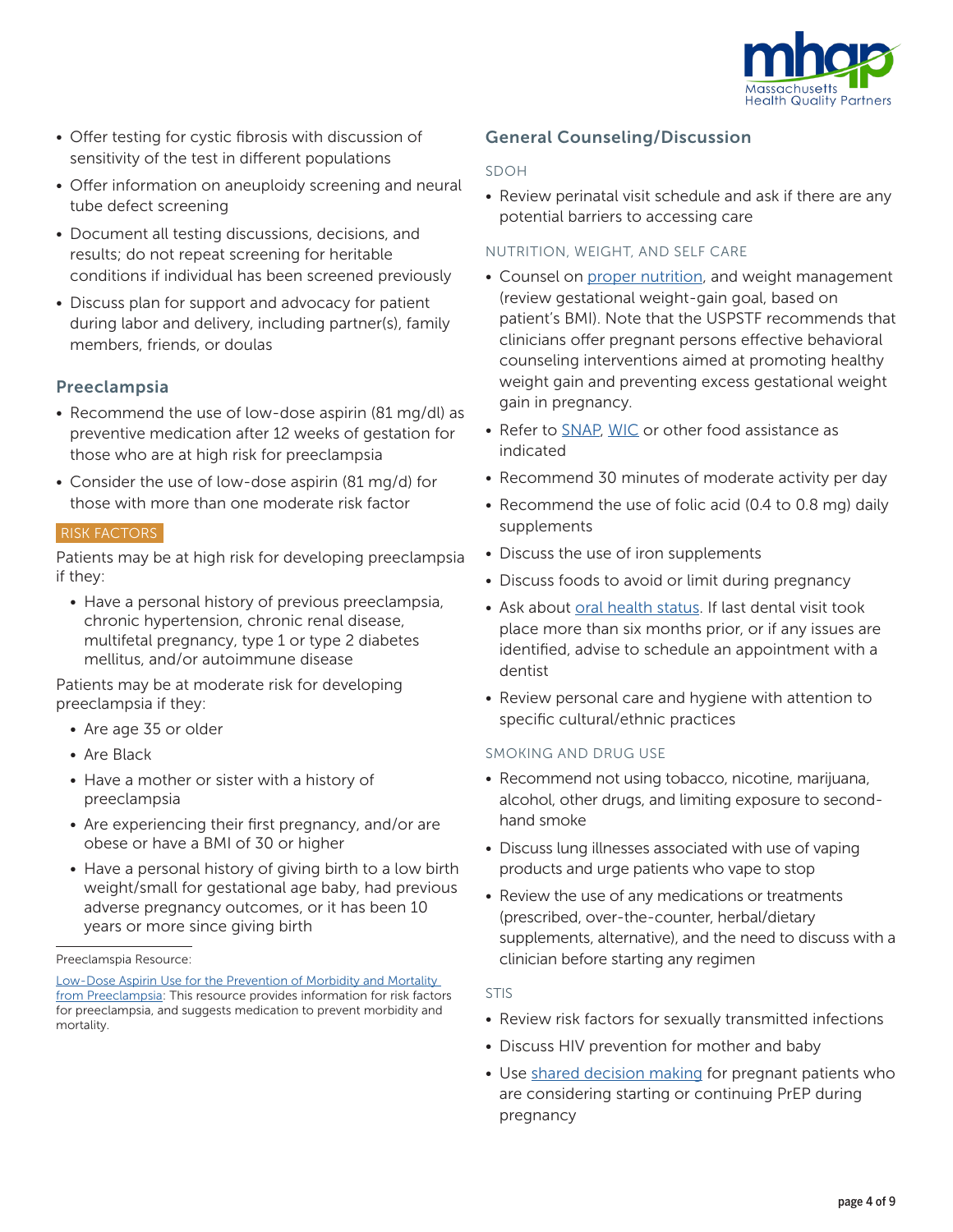- Offer testing for cystic fibrosis with discussion of sensitivity of the test in different populations
- Offer information on aneuploidy screening and neural tube defect screening
- Document all testing discussions, decisions, and results; do not repeat screening for heritable conditions if individual has been screened previously
- Discuss plan for support and advocacy for patient during labor and delivery, including partner(s), family members, friends, or doulas

## Preeclampsia

- Recommend the use of low-dose aspirin (81 mg/dl) as preventive medication after 12 weeks of gestation for those who are at high risk for preeclampsia
- Consider the use of low-dose aspirin (81 mg/d) for those with more than one moderate risk factor

#### RISK FACTORS

Patients may be at high risk for developing preeclampsia if they:

- Have a personal history of previous preeclampsia, chronic hypertension, chronic renal disease, multifetal pregnancy, type 1 or type 2 diabetes mellitus, and/or autoimmune disease

Patients may be at moderate risk for developing preeclampsia if they:

- Are age 35 or older
- Are Black
- Have a mother or sister with a history of preeclampsia
- Are experiencing their first pregnancy, and/or are obese or have a BMI of 30 or higher
- Have a personal history of giving birth to a low birth weight/small for gestational age baby, had previous adverse pregnancy outcomes, or it has been 10 years or more since giving birth

Preeclampsia Resource:

Low-Dose Aspirin Use for the Prevention of Morbidity and Mortality from Preeclampsia: This resource provides information for risk factors for preeclampsia, and suggests medication to prevent morbidity and mortality.

## General Counseling/Discussion

#### SDOH

- Review perinatal visit schedule and ask if there are any potential barriers to accessing care

#### NUTRITION, WEIGHT, AND SELF CARE

- Counsel on proper nutrition, and weight management (review gestational weight-gain goal, based on patient's BMI). Note that the USPSTF recommends that clinicians offer pregnant persons effective behavioral counseling interventions aimed at promoting healthy weight gain and preventing excess gestational weight gain in pregnancy.
- Refer to SNAP, WIC or other food assistance as indicated
- Recommend 30 minutes of moderate activity per day
- Recommend the use of folic acid (0.4 to 0.8 mg) daily supplements
- Discuss the use of iron supplements
- Discuss foods to avoid or limit during pregnancy
- Ask about oral health status. If last dental visit took place more than six months prior, or if any issues are identified, advise to schedule an appointment with a dentist
- Review personal care and hygiene with attention to specific cultural/ethnic practices

#### SMOKING AND DRUG USE

- Recommend not using tobacco, nicotine, marijuana, alcohol, other drugs, and limiting exposure to second-hand smoke
- Discuss lung illnesses associated with use of vaping products and urge patients who vape to stop
- Review the use of any medications or treatments (prescribed, over-the-counter, herbal/dietary supplements, alternative), and the need to discuss with a clinician before starting any regimen

#### STIS

- Review risk factors for sexually transmitted infections
- Discuss HIV prevention for mother and baby
- Use shared decision making for pregnant patients who are considering starting or continuing PrEP during pregnancy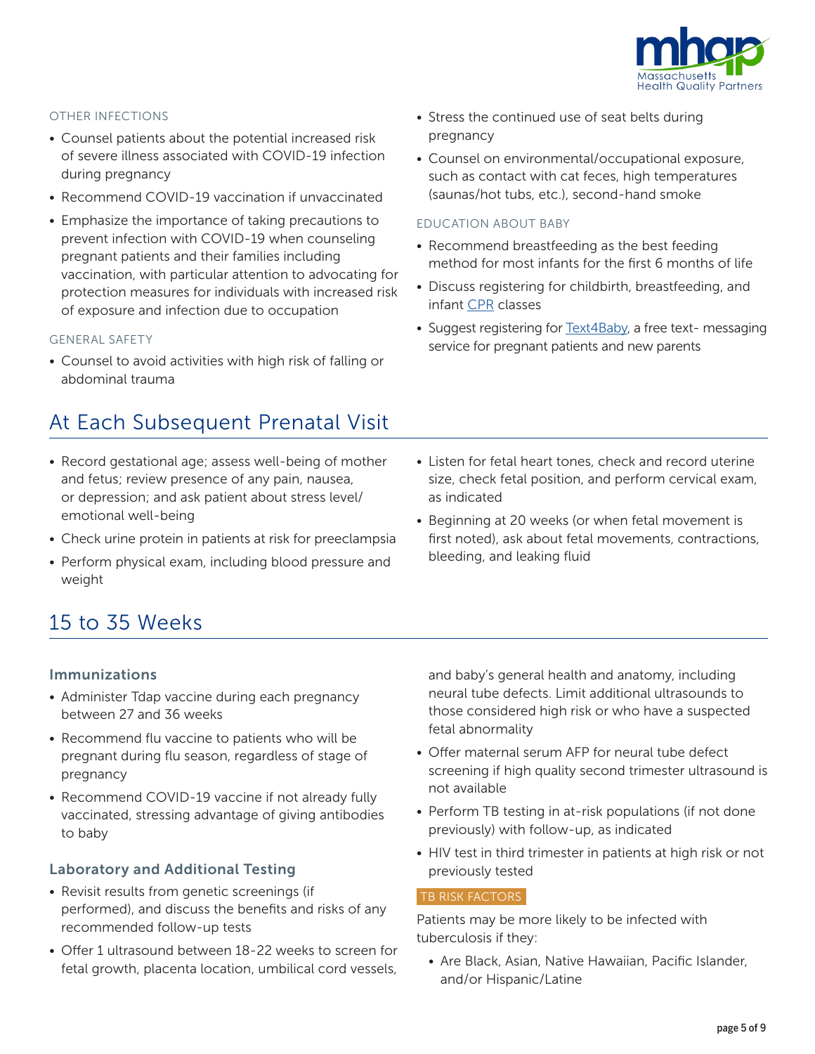#### OTHER INFECTIONS

- Counsel patients about the potential increased risk of severe illness associated with COVID-19 infection during pregnancy
- Recommend COVID-19 vaccination if unvaccinated
- Emphasize the importance of taking precautions to prevent infection with COVID-19 when counseling pregnant patients and their families including vaccination, with particular attention to advocating for protection measures for individuals with increased risk of exposure and infection due to occupation

#### GENERAL SAFETY

- Counsel to avoid activities with high risk of falling or abdominal trauma
- Stress the continued use of seat belts during pregnancy
- Counsel on environmental/occupational exposure, such as contact with cat feces, high temperatures (saunas/hot tubs, etc.), second-hand smoke

#### EDUCATION ABOUT BABY

- Recommend breastfeeding as the best feeding method for most infants for the first 6 months of life
- Discuss registering for childbirth, breastfeeding, and infant CPR classes
- Suggest registering for Text4Baby, a free text- messaging service for pregnant patients and new parents

## At Each Subsequent Prenatal Visit

- Record gestational age; assess well-being of mother and fetus; review presence of any pain, nausea, or depression; and ask patient about stress level/ emotional well-being
- Check urine protein in patients at risk for preeclampsia
- Perform physical exam, including blood pressure and weight
- Listen for fetal heart tones, check and record uterine size, check fetal position, and perform cervical exam, as indicated
- Beginning at 20 weeks (or when fetal movement is first noted), ask about fetal movements, contractions, bleeding, and leaking fluid

## 15 to 35 Weeks

### Immunizations

- Administer Tdap vaccine during each pregnancy between 27 and 36 weeks
- Recommend flu vaccine to patients who will be pregnant during flu season, regardless of stage of pregnancy
- Recommend COVID-19 vaccine if not already fully vaccinated, stressing advantage of giving antibodies to baby

### Laboratory and Additional Testing

- Revisit results from genetic screenings (if performed), and discuss the benefits and risks of any recommended follow-up tests
- Offer 1 ultrasound between 18-22 weeks to screen for fetal growth, placenta location, umbilical cord vessels, and baby's general health and anatomy, including neural tube defects. Limit additional ultrasounds to those considered high risk or who have a suspected fetal abnormality
- Offer maternal serum AFP for neural tube defect screening if high quality second trimester ultrasound is not available
- Perform TB testing in at-risk populations (if not done previously) with follow-up, as indicated
- HIV test in third trimester in patients at high risk or not previously tested

#### TB RISK FACTORS

Patients may be more likely to be infected with tuberculosis if they:

- Are Black, Asian, Native Hawaiian, Pacific Islander, and/or Hispanic/Latine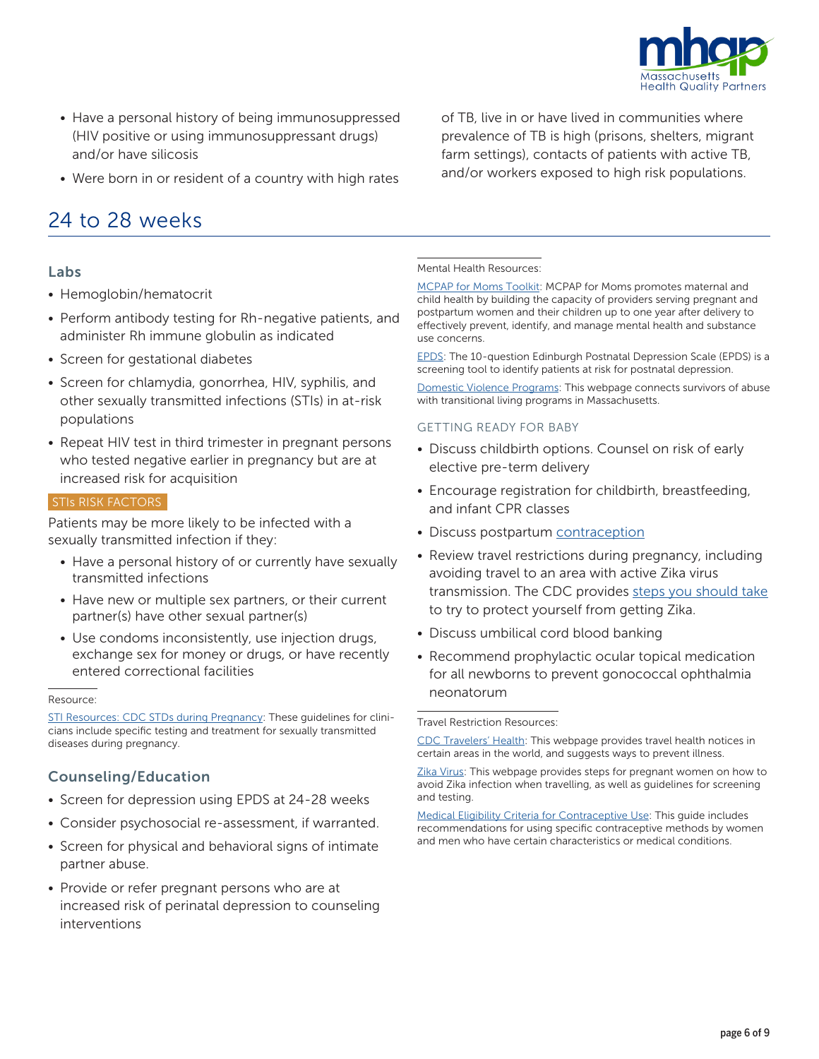- Have a personal history of being immunosuppressed (HIV positive or using immunosuppressant drugs) and/or have silicosis
- Were born in or resident of a country with high rates of TB, live in or have lived in communities where prevalence of TB is high (prisons, shelters, migrant farm settings), contacts of patients with active TB, and/or workers exposed to high risk populations.

## 24 to 28 weeks

### Labs

- Hemoglobin/hematocrit
- Perform antibody testing for Rh-negative patients, and administer Rh immune globulin as indicated
- Screen for gestational diabetes
- Screen for chlamydia, gonorrhea, HIV, syphilis, and other sexually transmitted infections (STIs) in at-risk populations
- Repeat HIV test in third trimester in pregnant persons who tested negative earlier in pregnancy but are at increased risk for acquisition

STIs RISK FACTORS

Patients may be more likely to be infected with a sexually transmitted infection if they:

- Have a personal history of or currently have sexually transmitted infections
- Have new or multiple sex partners, or their current partner(s) have other sexual partner(s)
- Use condoms inconsistently, use injection drugs, exchange sex for money or drugs, or have recently entered correctional facilities

Resource:

STI Resources: CDC STDs during Pregnancy: These guidelines for clinicians include specific testing and treatment for sexually transmitted diseases during pregnancy.

### Counseling/Education

- Screen for depression using EPDS at 24-28 weeks
- Consider psychosocial re-assessment, if warranted.
- Screen for physical and behavioral signs of intimate partner abuse.
- Provide or refer pregnant persons who are at increased risk of perinatal depression to counseling interventions

Mental Health Resources:

MCPAP for Moms Toolkit: MCPAP for Moms promotes maternal and child health by building the capacity of providers serving pregnant and postpartum women and their children up to one year after delivery to effectively prevent, identify, and manage mental health and substance use concerns.

EPDS: The 10-question Edinburgh Postnatal Depression Scale (EPDS) is a screening tool to identify patients at risk for postnatal depression.

Domestic Violence Programs: This webpage connects survivors of abuse with transitional living programs in Massachusetts.

GETTING READY FOR BABY

- Discuss childbirth options. Counsel on risk of early elective pre-term delivery
- Encourage registration for childbirth, breastfeeding, and infant CPR classes
- Discuss postpartum contraception
- Review travel restrictions during pregnancy, including avoiding travel to an area with active Zika virus transmission. The CDC provides steps you should take to try to protect yourself from getting Zika.
- Discuss umbilical cord blood banking
- Recommend prophylactic ocular topical medication for all newborns to prevent gonococcal ophthalmia neonatorum

Travel Restriction Resources:

CDC Travelers' Health: This webpage provides travel health notices in certain areas in the world, and suggests ways to prevent illness.

Zika Virus: This webpage provides steps for pregnant women on how to avoid Zika infection when travelling, as well as guidelines for screening and testing.

Medical Eligibility Criteria for Contraceptive Use: This guide includes recommendations for using specific contraceptive methods by women and men who have certain characteristics or medical conditions.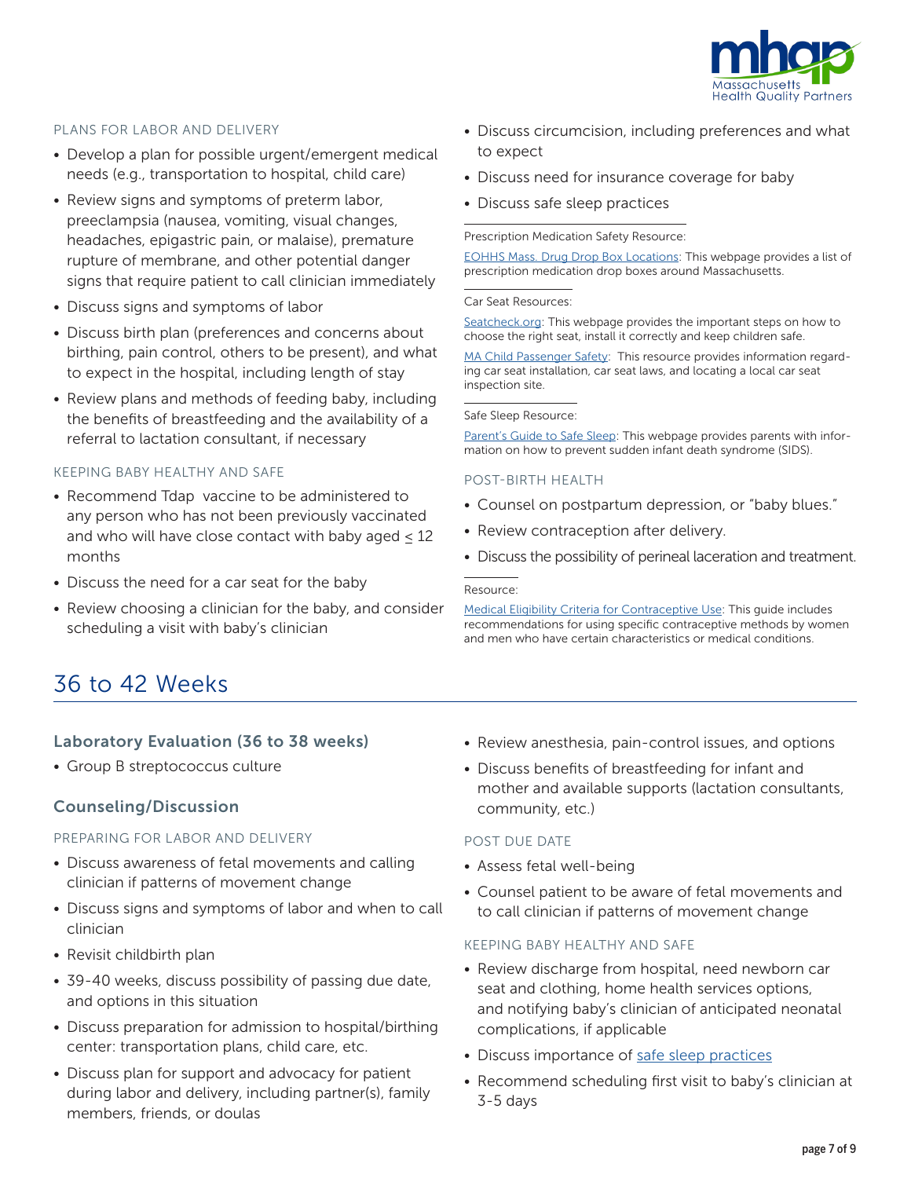PLANS FOR LABOR AND DELIVERY

- Develop a plan for possible urgent/emergent medical needs (e.g., transportation to hospital, child care)
- Review signs and symptoms of preterm labor, preeclampsia (nausea, vomiting, visual changes, headaches, epigastric pain, or malaise), premature rupture of membrane, and other potential danger signs that require patient to call clinician immediately
- Discuss signs and symptoms of labor
- Discuss birth plan (preferences and concerns about birthing, pain control, others to be present), and what to expect in the hospital, including length of stay
- Review plans and methods of feeding baby, including the benefits of breastfeeding and the availability of a referral to lactation consultant, if necessary

KEEPING BABY HEALTHY AND SAFE

- Recommend Tdap vaccine to be administered to any person who has not been previously vaccinated and who will have close contact with baby aged ≤ 12 months
- Discuss the need for a car seat for the baby
- Review choosing a clinician for the baby, and consider scheduling a visit with baby's clinician
- Discuss circumcision, including preferences and what to expect
- Discuss need for insurance coverage for baby
- Discuss safe sleep practices

Prescription Medication Safety Resource:

EOHHS Mass. Drug Drop Box Locations: This webpage provides a list of prescription medication drop boxes around Massachusetts.

Car Seat Resources:

Seatcheck.org: This webpage provides the important steps on how to choose the right seat, install it correctly and keep children safe.

MA Child Passenger Safety: This resource provides information regarding car seat installation, car seat laws, and locating a local car seat inspection site.

Safe Sleep Resource:

Parent's Guide to Safe Sleep: This webpage provides parents with information on how to prevent sudden infant death syndrome (SIDS).

POST-BIRTH HEALTH

- Counsel on postpartum depression, or "baby blues."
- Review contraception after delivery.
- Discuss the possibility of perineal laceration and treatment.

Resource:

Medical Eligibility Criteria for Contraceptive Use: This guide includes recommendations for using specific contraceptive methods by women and men who have certain characteristics or medical conditions.

# 36 to 42 Weeks

## Laboratory Evaluation (36 to 38 weeks)

- Group B streptococcus culture

## Counseling/Discussion

PREPARING FOR LABOR AND DELIVERY

- Discuss awareness of fetal movements and calling clinician if patterns of movement change
- Discuss signs and symptoms of labor and when to call clinician
- Revisit childbirth plan
- 39-40 weeks, discuss possibility of passing due date, and options in this situation
- Discuss preparation for admission to hospital/birthing center: transportation plans, child care, etc.
- Discuss plan for support and advocacy for patient during labor and delivery, including partner(s), family members, friends, or doulas
- Review anesthesia, pain-control issues, and options
- Discuss benefits of breastfeeding for infant and mother and available supports (lactation consultants, community, etc.)

POST DUE DATE

- Assess fetal well-being
- Counsel patient to be aware of fetal movements and to call clinician if patterns of movement change

KEEPING BABY HEALTHY AND SAFE

- Review discharge from hospital, need newborn car seat and clothing, home health services options, and notifying baby's clinician of anticipated neonatal complications, if applicable
- Discuss importance of safe sleep practices
- Recommend scheduling first visit to baby's clinician at 3-5 days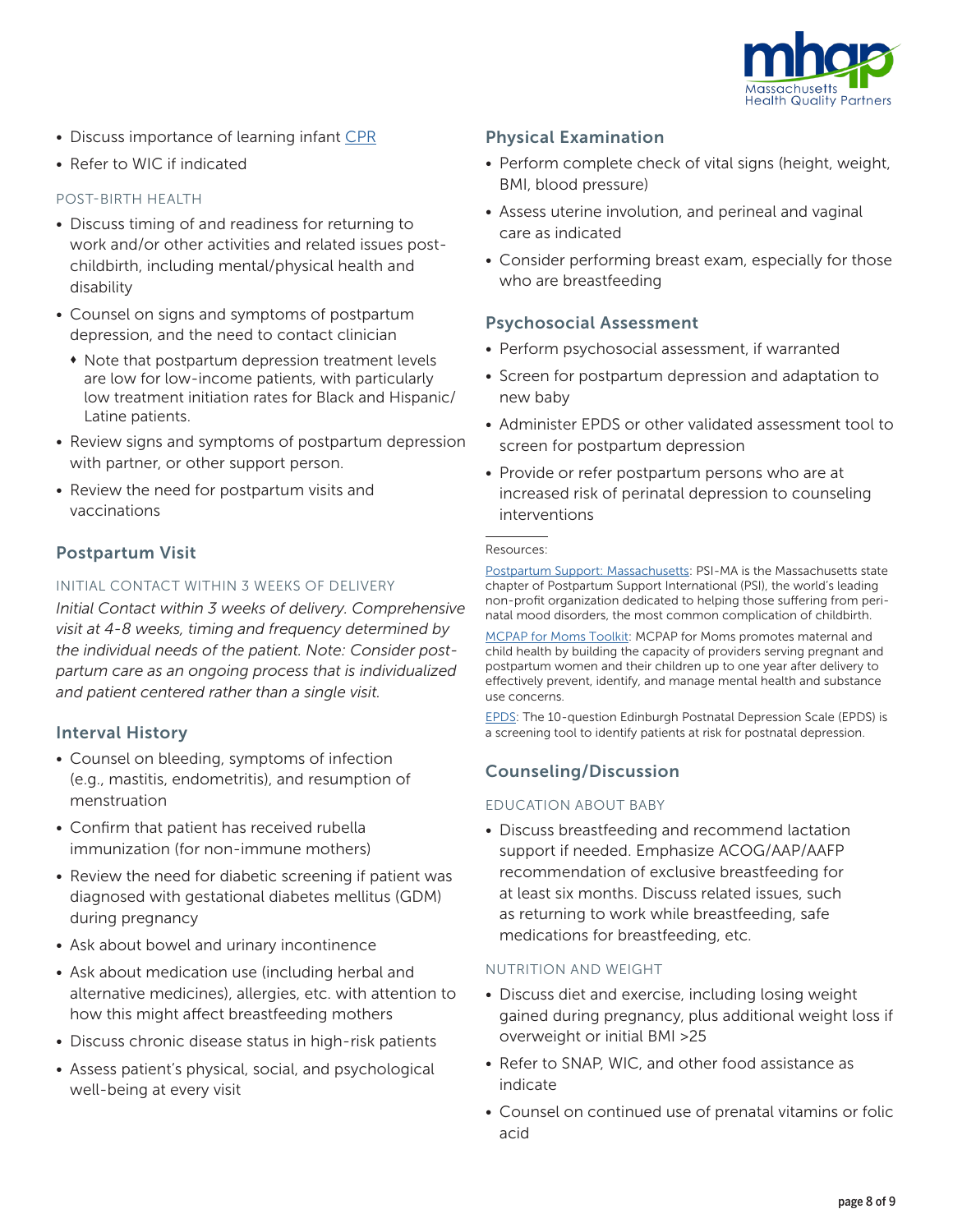- Discuss importance of learning infant CPR
- Refer to WIC if indicated

#### POST-BIRTH HEALTH

- Discuss timing of and readiness for returning to work and/or other activities and related issues post-childbirth, including mental/physical health and disability
- Counsel on signs and symptoms of postpartum depression, and the need to contact clinician
  - Note that postpartum depression treatment levels are low for low-income patients, with particularly low treatment initiation rates for Black and Hispanic/Latine patients.
- Review signs and symptoms of postpartum depression with partner, or other support person.
- Review the need for postpartum visits and vaccinations

## Postpartum Visit

#### INITIAL CONTACT WITHIN 3 WEEKS OF DELIVERY

*Initial Contact within 3 weeks of delivery. Comprehensive visit at 4-8 weeks, timing and frequency determined by the individual needs of the patient. Note: Consider postpartum care as an ongoing process that is individualized and patient centered rather than a single visit.*

### Interval History

- Counsel on bleeding, symptoms of infection (e.g., mastitis, endometritis), and resumption of menstruation
- Confirm that patient has received rubella immunization (for non-immune mothers)
- Review the need for diabetic screening if patient was diagnosed with gestational diabetes mellitus (GDM) during pregnancy
- Ask about bowel and urinary incontinence
- Ask about medication use (including herbal and alternative medicines), allergies, etc. with attention to how this might affect breastfeeding mothers
- Discuss chronic disease status in high-risk patients
- Assess patient's physical, social, and psychological well-being at every visit

### Physical Examination

- Perform complete check of vital signs (height, weight, BMI, blood pressure)
- Assess uterine involution, and perineal and vaginal care as indicated
- Consider performing breast exam, especially for those who are breastfeeding

### Psychosocial Assessment

- Perform psychosocial assessment, if warranted
- Screen for postpartum depression and adaptation to new baby
- Administer EPDS or other validated assessment tool to screen for postpartum depression
- Provide or refer postpartum persons who are at increased risk of perinatal depression to counseling interventions

---

Resources:

Postpartum Support: Massachusetts: PSI-MA is the Massachusetts state chapter of Postpartum Support International (PSI), the world's leading non-profit organization dedicated to helping those suffering from perinatal mood disorders, the most common complication of childbirth.

MCPAP for Moms Toolkit: MCPAP for Moms promotes maternal and child health by building the capacity of providers serving pregnant and postpartum women and their children up to one year after delivery to effectively prevent, identify, and manage mental health and substance use concerns.

EPDS: The 10-question Edinburgh Postnatal Depression Scale (EPDS) is a screening tool to identify patients at risk for postnatal depression.

### Counseling/Discussion

#### EDUCATION ABOUT BABY

- Discuss breastfeeding and recommend lactation support if needed. Emphasize ACOG/AAP/AAFP recommendation of exclusive breastfeeding for at least six months. Discuss related issues, such as returning to work while breastfeeding, safe medications for breastfeeding, etc.

#### NUTRITION AND WEIGHT

- Discuss diet and exercise, including losing weight gained during pregnancy, plus additional weight loss if overweight or initial BMI >25
- Refer to SNAP, WIC, and other food assistance as indicate
- Counsel on continued use of prenatal vitamins or folic acid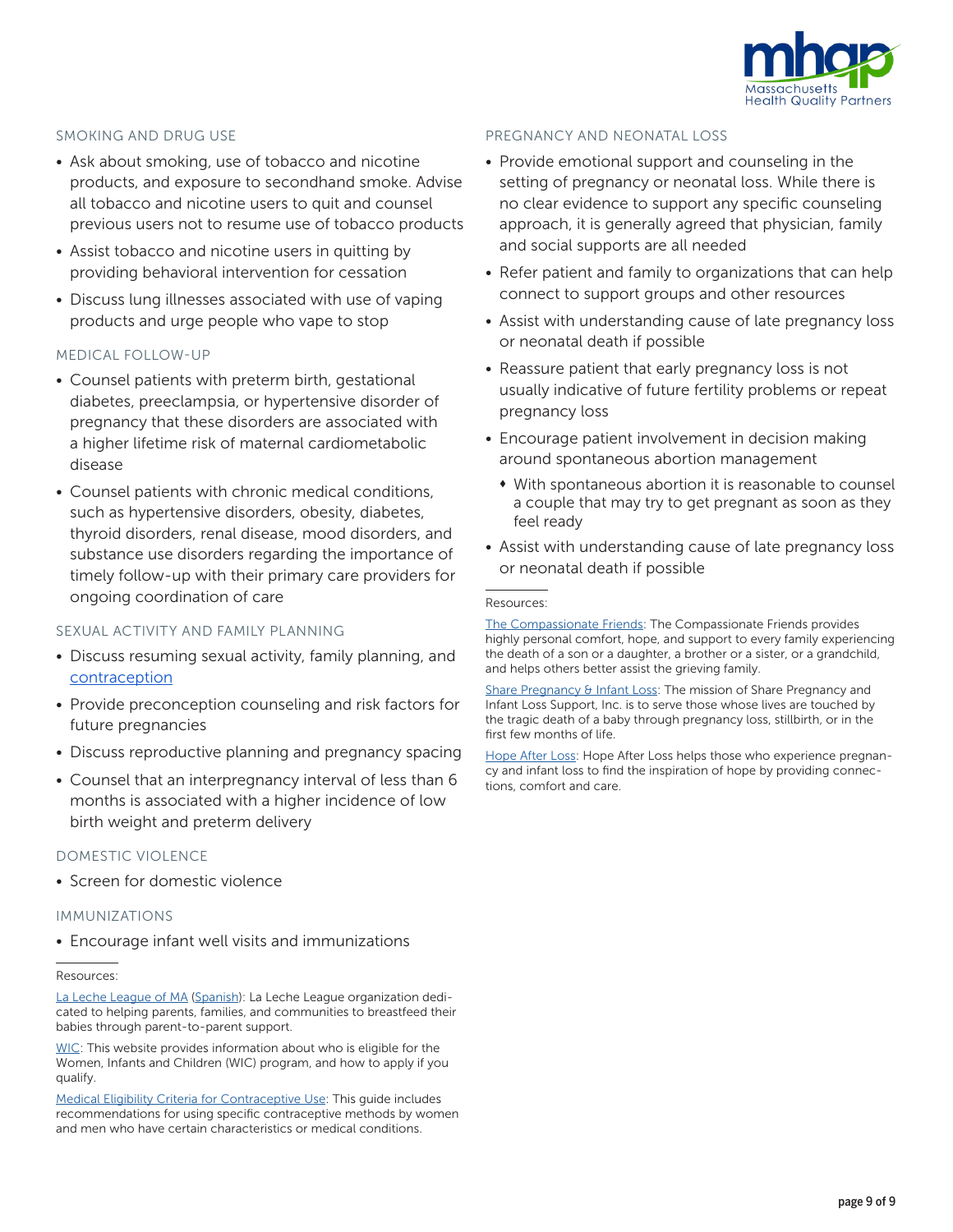## SMOKING AND DRUG USE

- Ask about smoking, use of tobacco and nicotine products, and exposure to secondhand smoke. Advise all tobacco and nicotine users to quit and counsel previous users not to resume use of tobacco products
- Assist tobacco and nicotine users in quitting by providing behavioral intervention for cessation
- Discuss lung illnesses associated with use of vaping products and urge people who vape to stop

## MEDICAL FOLLOW-UP

- Counsel patients with preterm birth, gestational diabetes, preeclampsia, or hypertensive disorder of pregnancy that these disorders are associated with a higher lifetime risk of maternal cardiometabolic disease
- Counsel patients with chronic medical conditions, such as hypertensive disorders, obesity, diabetes, thyroid disorders, renal disease, mood disorders, and substance use disorders regarding the importance of timely follow-up with their primary care providers for ongoing coordination of care

## SEXUAL ACTIVITY AND FAMILY PLANNING

- Discuss resuming sexual activity, family planning, and contraception
- Provide preconception counseling and risk factors for future pregnancies
- Discuss reproductive planning and pregnancy spacing
- Counsel that an interpregnancy interval of less than 6 months is associated with a higher incidence of low birth weight and preterm delivery

## DOMESTIC VIOLENCE

- Screen for domestic violence

## IMMUNIZATIONS

- Encourage infant well visits and immunizations

Resources:

La Leche League of MA (Spanish): La Leche League organization dedicated to helping parents, families, and communities to breastfeed their babies through parent-to-parent support.

WIC: This website provides information about who is eligible for the Women, Infants and Children (WIC) program, and how to apply if you qualify.

Medical Eligibility Criteria for Contraceptive Use: This guide includes recommendations for using specific contraceptive methods by women and men who have certain characteristics or medical conditions.

## PREGNANCY AND NEONATAL LOSS

- Provide emotional support and counseling in the setting of pregnancy or neonatal loss. While there is no clear evidence to support any specific counseling approach, it is generally agreed that physician, family and social supports are all needed
- Refer patient and family to organizations that can help connect to support groups and other resources
- Assist with understanding cause of late pregnancy loss or neonatal death if possible
- Reassure patient that early pregnancy loss is not usually indicative of future fertility problems or repeat pregnancy loss
- Encourage patient involvement in decision making around spontaneous abortion management
  - With spontaneous abortion it is reasonable to counsel a couple that may try to get pregnant as soon as they feel ready
- Assist with understanding cause of late pregnancy loss or neonatal death if possible

Resources:

The Compassionate Friends: The Compassionate Friends provides highly personal comfort, hope, and support to every family experiencing the death of a son or a daughter, a brother or a sister, or a grandchild, and helps others better assist the grieving family.

Share Pregnancy & Infant Loss: The mission of Share Pregnancy and Infant Loss Support, Inc. is to serve those whose lives are touched by the tragic death of a baby through pregnancy loss, stillbirth, or in the first few months of life.

Hope After Loss: Hope After Loss helps those who experience pregnancy and infant loss to find the inspiration of hope by providing connections, comfort and care.